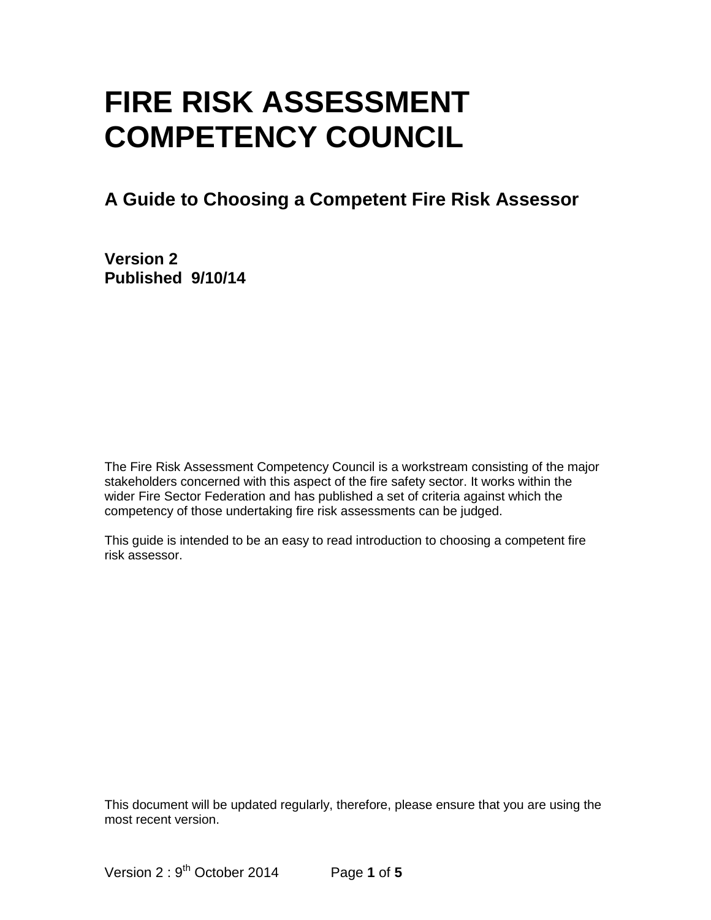# FIRE RISK ASSESSMENT COMPETENCY COUNCIL

## A Guide to Choosing a Competent Fire Risk Assessor

**Version 2**
**Published 9/10/14**

The Fire Risk Assessment Competency Council is a workstream consisting of the major stakeholders concerned with this aspect of the fire safety sector. It works within the wider Fire Sector Federation and has published a set of criteria against which the competency of those undertaking fire risk assessments can be judged.

This guide is intended to be an easy to read introduction to choosing a competent fire risk assessor.

This document will be updated regularly, therefore, please ensure that you are using the most recent version.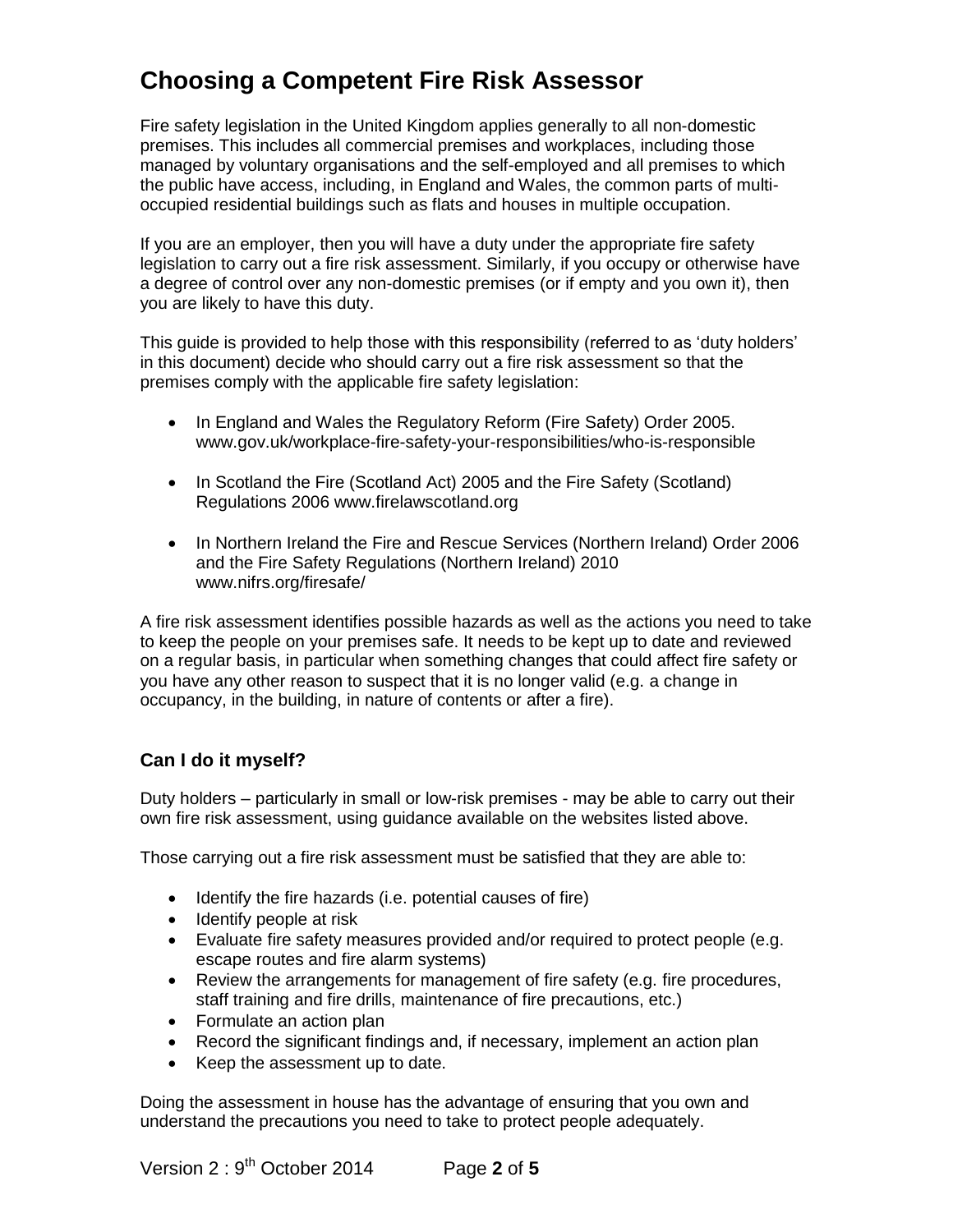# Choosing a Competent Fire Risk Assessor

Fire safety legislation in the United Kingdom applies generally to all non-domestic premises. This includes all commercial premises and workplaces, including those managed by voluntary organisations and the self-employed and all premises to which the public have access, including, in England and Wales, the common parts of multi-occupied residential buildings such as flats and houses in multiple occupation.

If you are an employer, then you will have a duty under the appropriate fire safety legislation to carry out a fire risk assessment. Similarly, if you occupy or otherwise have a degree of control over any non-domestic premises (or if empty and you own it), then you are likely to have this duty.

This guide is provided to help those with this responsibility (referred to as 'duty holders' in this document) decide who should carry out a fire risk assessment so that the premises comply with the applicable fire safety legislation:

- In England and Wales the Regulatory Reform (Fire Safety) Order 2005. www.gov.uk/workplace-fire-safety-your-responsibilities/who-is-responsible
- In Scotland the Fire (Scotland Act) 2005 and the Fire Safety (Scotland) Regulations 2006 www.firelawscotland.org
- In Northern Ireland the Fire and Rescue Services (Northern Ireland) Order 2006 and the Fire Safety Regulations (Northern Ireland) 2010 www.nifrs.org/firesafe/

A fire risk assessment identifies possible hazards as well as the actions you need to take to keep the people on your premises safe. It needs to be kept up to date and reviewed on a regular basis, in particular when something changes that could affect fire safety or you have any other reason to suspect that it is no longer valid (e.g. a change in occupancy, in the building, in nature of contents or after a fire).

### Can I do it myself?

Duty holders – particularly in small or low-risk premises - may be able to carry out their own fire risk assessment, using guidance available on the websites listed above.

Those carrying out a fire risk assessment must be satisfied that they are able to:

- Identify the fire hazards (i.e. potential causes of fire)
- Identify people at risk
- Evaluate fire safety measures provided and/or required to protect people (e.g. escape routes and fire alarm systems)
- Review the arrangements for management of fire safety (e.g. fire procedures, staff training and fire drills, maintenance of fire precautions, etc.)
- Formulate an action plan
- Record the significant findings and, if necessary, implement an action plan
- Keep the assessment up to date.

Doing the assessment in house has the advantage of ensuring that you own and understand the precautions you need to take to protect people adequately.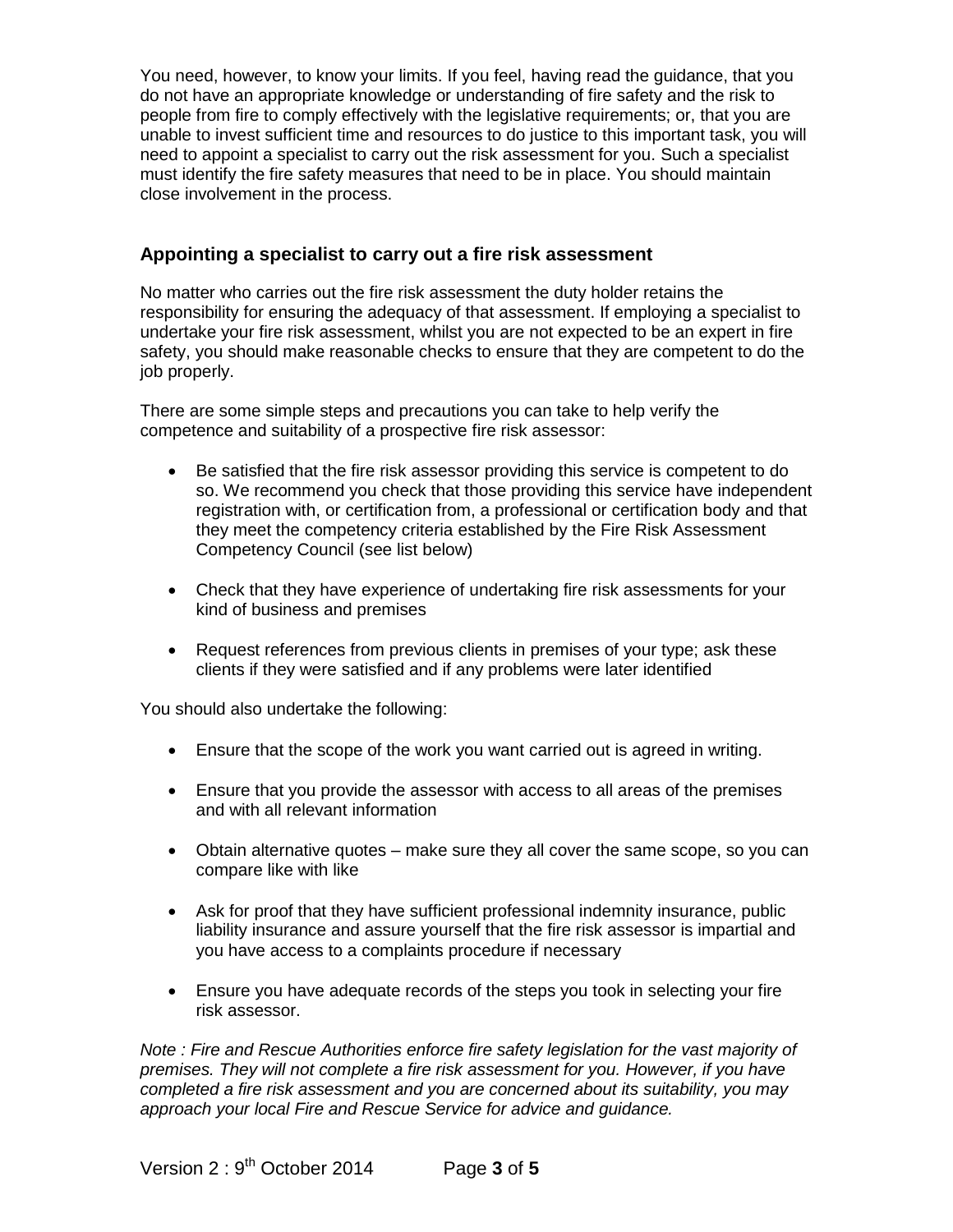You need, however, to know your limits. If you feel, having read the guidance, that you do not have an appropriate knowledge or understanding of fire safety and the risk to people from fire to comply effectively with the legislative requirements; or, that you are unable to invest sufficient time and resources to do justice to this important task, you will need to appoint a specialist to carry out the risk assessment for you. Such a specialist must identify the fire safety measures that need to be in place. You should maintain close involvement in the process.

## Appointing a specialist to carry out a fire risk assessment

No matter who carries out the fire risk assessment the duty holder retains the responsibility for ensuring the adequacy of that assessment. If employing a specialist to undertake your fire risk assessment, whilst you are not expected to be an expert in fire safety, you should make reasonable checks to ensure that they are competent to do the job properly.

There are some simple steps and precautions you can take to help verify the competence and suitability of a prospective fire risk assessor:

- Be satisfied that the fire risk assessor providing this service is competent to do so. We recommend you check that those providing this service have independent registration with, or certification from, a professional or certification body and that they meet the competency criteria established by the Fire Risk Assessment Competency Council (see list below)
- Check that they have experience of undertaking fire risk assessments for your kind of business and premises
- Request references from previous clients in premises of your type; ask these clients if they were satisfied and if any problems were later identified

You should also undertake the following:

- Ensure that the scope of the work you want carried out is agreed in writing.
- Ensure that you provide the assessor with access to all areas of the premises and with all relevant information
- Obtain alternative quotes – make sure they all cover the same scope, so you can compare like with like
- Ask for proof that they have sufficient professional indemnity insurance, public liability insurance and assure yourself that the fire risk assessor is impartial and you have access to a complaints procedure if necessary
- Ensure you have adequate records of the steps you took in selecting your fire risk assessor.

*Note : Fire and Rescue Authorities enforce fire safety legislation for the vast majority of premises. They will not complete a fire risk assessment for you. However, if you have completed a fire risk assessment and you are concerned about its suitability, you may approach your local Fire and Rescue Service for advice and guidance.*

Version 2 : 9th October 2014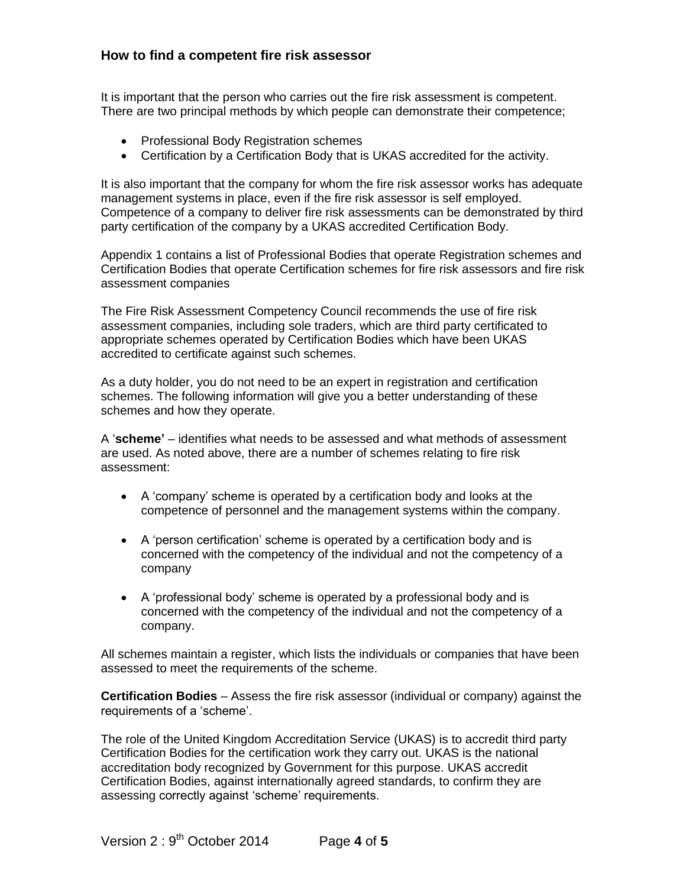## How to find a competent fire risk assessor

It is important that the person who carries out the fire risk assessment is competent. There are two principal methods by which people can demonstrate their competence;

- Professional Body Registration schemes
- Certification by a Certification Body that is UKAS accredited for the activity.

It is also important that the company for whom the fire risk assessor works has adequate management systems in place, even if the fire risk assessor is self employed. Competence of a company to deliver fire risk assessments can be demonstrated by third party certification of the company by a UKAS accredited Certification Body.

Appendix 1 contains a list of Professional Bodies that operate Registration schemes and Certification Bodies that operate Certification schemes for fire risk assessors and fire risk assessment companies

The Fire Risk Assessment Competency Council recommends the use of fire risk assessment companies, including sole traders, which are third party certificated to appropriate schemes operated by Certification Bodies which have been UKAS accredited to certificate against such schemes.

As a duty holder, you do not need to be an expert in registration and certification schemes. The following information will give you a better understanding of these schemes and how they operate.

A '**scheme'** – identifies what needs to be assessed and what methods of assessment are used. As noted above, there are a number of schemes relating to fire risk assessment:

- A 'company' scheme is operated by a certification body and looks at the competence of personnel and the management systems within the company.
- A 'person certification' scheme is operated by a certification body and is concerned with the competency of the individual and not the competency of a company
- A 'professional body' scheme is operated by a professional body and is concerned with the competency of the individual and not the competency of a company.

All schemes maintain a register, which lists the individuals or companies that have been assessed to meet the requirements of the scheme.

**Certification Bodies** – Assess the fire risk assessor (individual or company) against the requirements of a 'scheme'.

The role of the United Kingdom Accreditation Service (UKAS) is to accredit third party Certification Bodies for the certification work they carry out. UKAS is the national accreditation body recognized by Government for this purpose. UKAS accredit Certification Bodies, against internationally agreed standards, to confirm they are assessing correctly against 'scheme' requirements.

Version 2 : 9th October 2014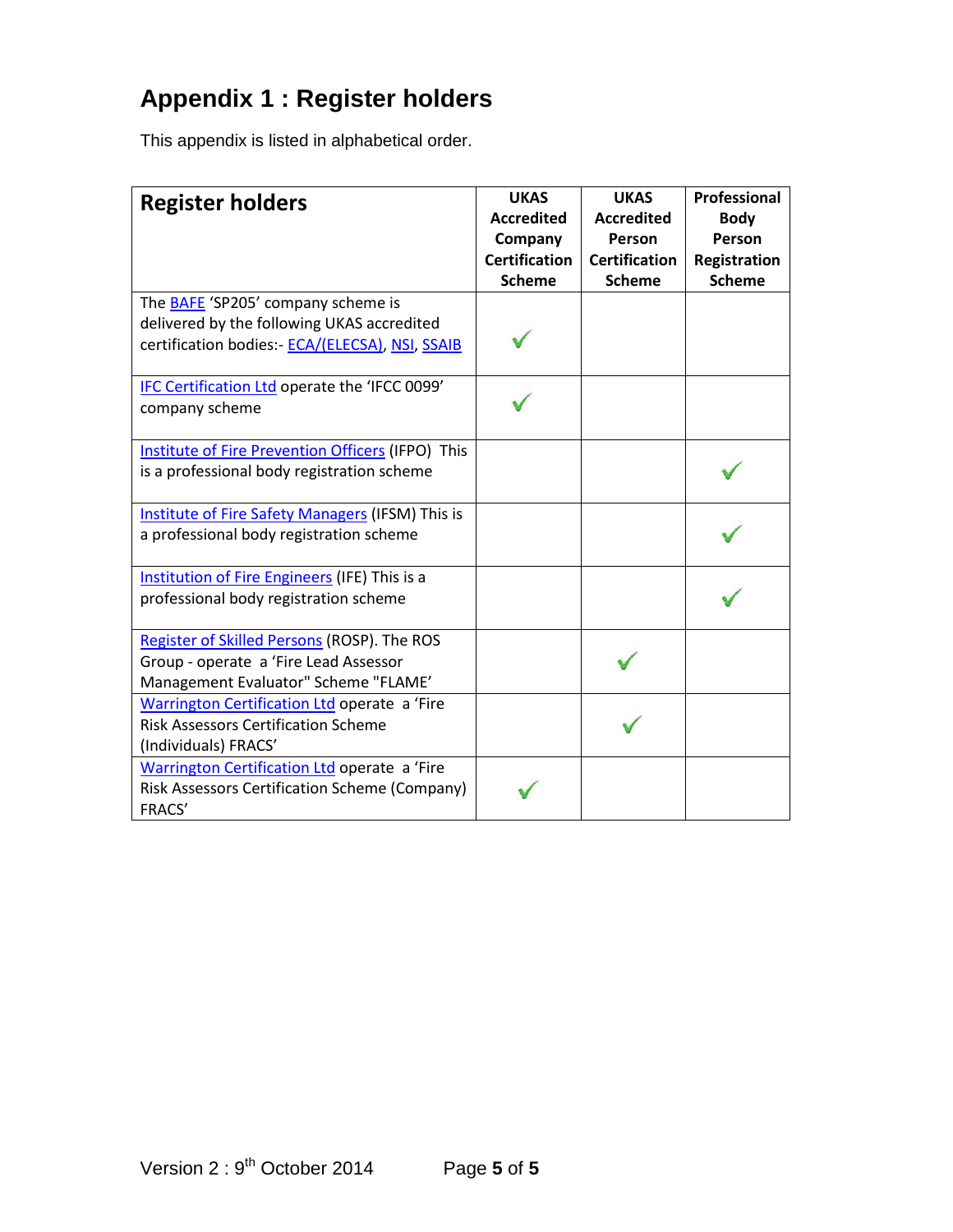# Appendix 1 : Register holders

This appendix is listed in alphabetical order.

| Register holders | UKAS Accredited Company Certification Scheme | UKAS Accredited Person Certification Scheme | Professional Body Person Registration Scheme |
|---|---|---|---|
| The BAFE 'SP205' company scheme is delivered by the following UKAS accredited certification bodies:- ECA/(ELECSA), NSI, SSAIB | ✓ | | |
| IFC Certification Ltd operate the 'IFCC 0099' company scheme | ✓ | | |
| Institute of Fire Prevention Officers (IFPO) This is a professional body registration scheme | | | ✓ |
| Institute of Fire Safety Managers (IFSM) This is a professional body registration scheme | | | ✓ |
| Institution of Fire Engineers (IFE) This is a professional body registration scheme | | | ✓ |
| Register of Skilled Persons (ROSP). The ROS Group - operate a 'Fire Lead Assessor Management Evaluator" Scheme "FLAME' | | ✓ | |
| Warrington Certification Ltd operate a 'Fire Risk Assessors Certification Scheme (Individuals) FRACS' | | ✓ | |
| Warrington Certification Ltd operate a 'Fire Risk Assessors Certification Scheme (Company) FRACS' | ✓ | | |

Version 2 : 9th October 2014